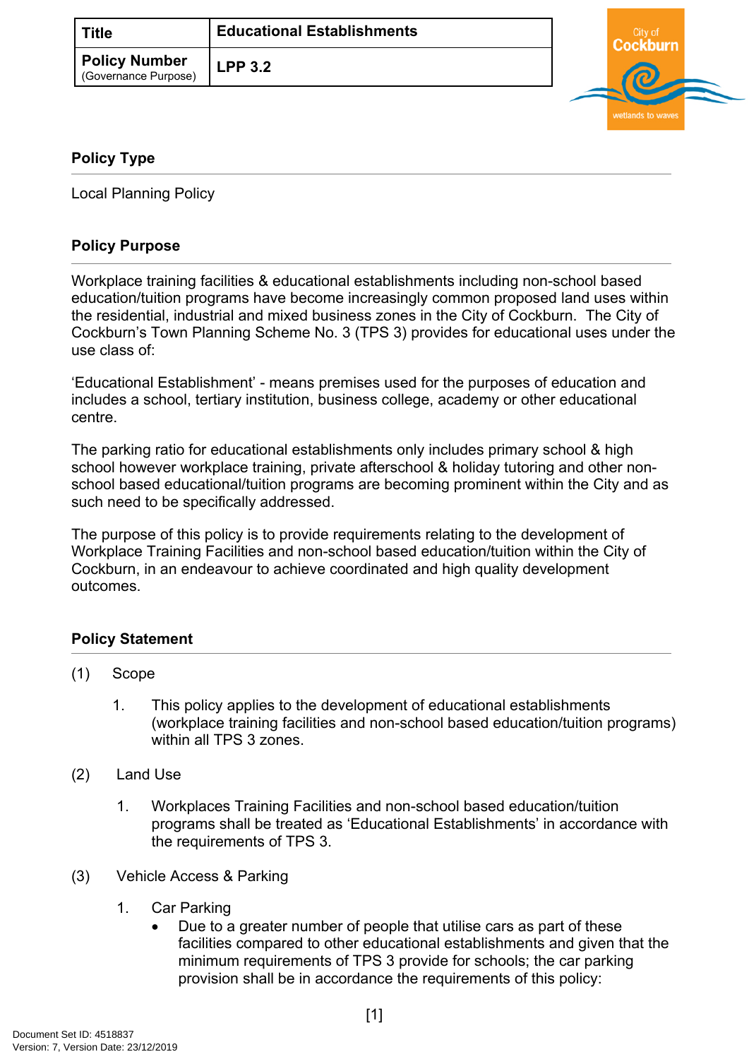| Title | Educational Establishments |
|---|---|
| Policy Number (Governance Purpose) | LPP 3.2 |

## Policy Type

Local Planning Policy

## Policy Purpose

Workplace training facilities & educational establishments including non-school based education/tuition programs have become increasingly common proposed land uses within the residential, industrial and mixed business zones in the City of Cockburn. The City of Cockburn's Town Planning Scheme No. 3 (TPS 3) provides for educational uses under the use class of:

'Educational Establishment' - means premises used for the purposes of education and includes a school, tertiary institution, business college, academy or other educational centre.

The parking ratio for educational establishments only includes primary school & high school however workplace training, private afterschool & holiday tutoring and other non-school based educational/tuition programs are becoming prominent within the City and as such need to be specifically addressed.

The purpose of this policy is to provide requirements relating to the development of Workplace Training Facilities and non-school based education/tuition within the City of Cockburn, in an endeavour to achieve coordinated and high quality development outcomes.

## Policy Statement

(1) Scope

1. This policy applies to the development of educational establishments (workplace training facilities and non-school based education/tuition programs) within all TPS 3 zones.

(2) Land Use

1. Workplaces Training Facilities and non-school based education/tuition programs shall be treated as 'Educational Establishments' in accordance with the requirements of TPS 3.

(3) Vehicle Access & Parking

1. Car Parking
   - Due to a greater number of people that utilise cars as part of these facilities compared to other educational establishments and given that the minimum requirements of TPS 3 provide for schools; the car parking provision shall be in accordance the requirements of this policy: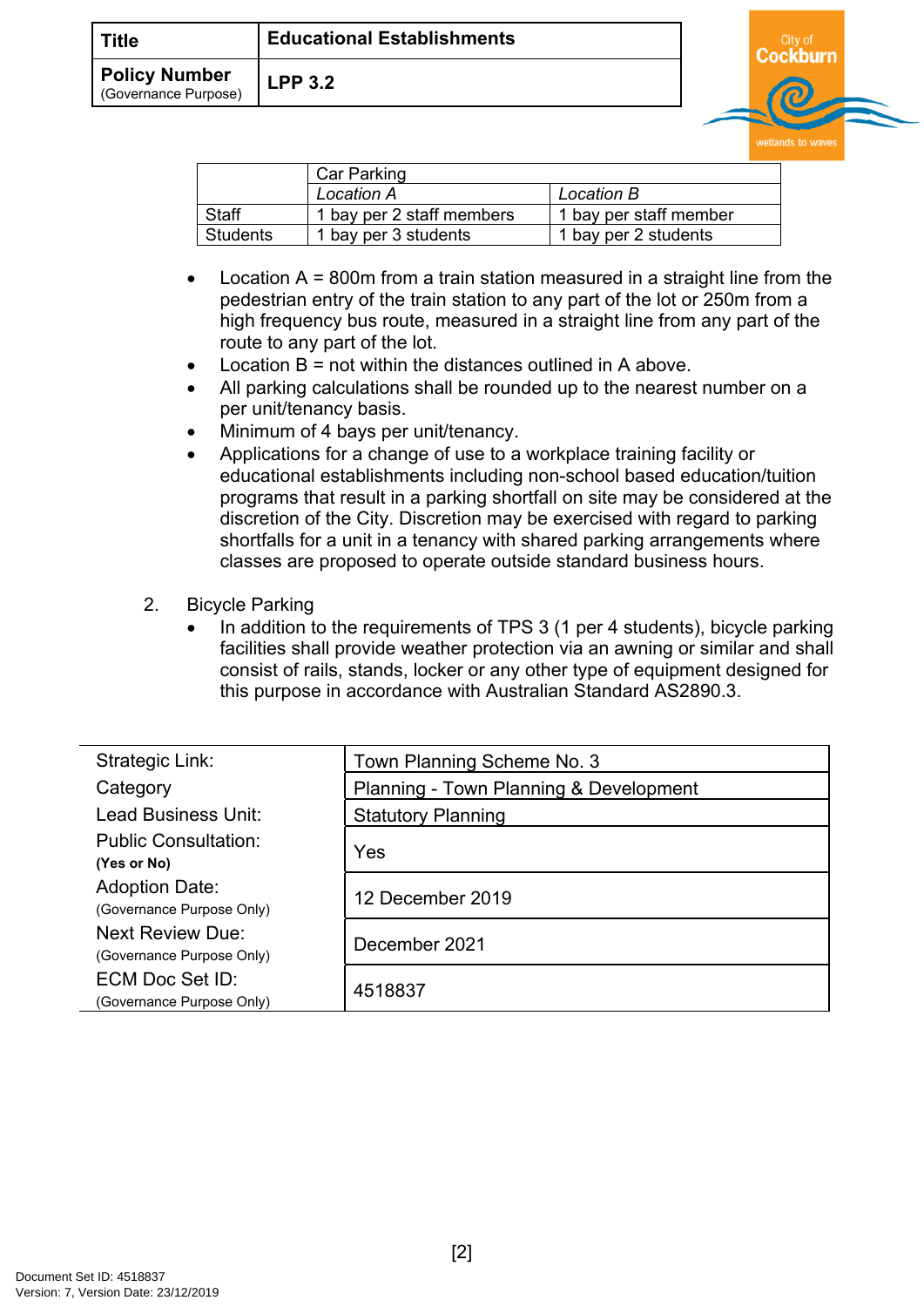| Title | Educational Establishments |
|---|---|
| **Policy Number** (Governance Purpose) | **LPP 3.2** |

| | Car Parking | |
|---|---|---|
| | *Location A* | *Location B* |
| Staff | 1 bay per 2 staff members | 1 bay per staff member |
| Students | 1 bay per 3 students | 1 bay per 2 students |

- Location A = 800m from a train station measured in a straight line from the pedestrian entry of the train station to any part of the lot or 250m from a high frequency bus route, measured in a straight line from any part of the route to any part of the lot.
- Location B = not within the distances outlined in A above.
- All parking calculations shall be rounded up to the nearest number on a per unit/tenancy basis.
- Minimum of 4 bays per unit/tenancy.
- Applications for a change of use to a workplace training facility or educational establishments including non-school based education/tuition programs that result in a parking shortfall on site may be considered at the discretion of the City. Discretion may be exercised with regard to parking shortfalls for a unit in a tenancy with shared parking arrangements where classes are proposed to operate outside standard business hours.

2. Bicycle Parking
   - In addition to the requirements of TPS 3 (1 per 4 students), bicycle parking facilities shall provide weather protection via an awning or similar and shall consist of rails, stands, locker or any other type of equipment designed for this purpose in accordance with Australian Standard AS2890.3.

| | |
|---|---|
| Strategic Link: | Town Planning Scheme No. 3 |
| Category | Planning - Town Planning & Development |
| Lead Business Unit: | Statutory Planning |
| Public Consultation: **(Yes or No)** | Yes |
| Adoption Date: (Governance Purpose Only) | 12 December 2019 |
| Next Review Due: (Governance Purpose Only) | December 2021 |
| ECM Doc Set ID: (Governance Purpose Only) | 4518837 |